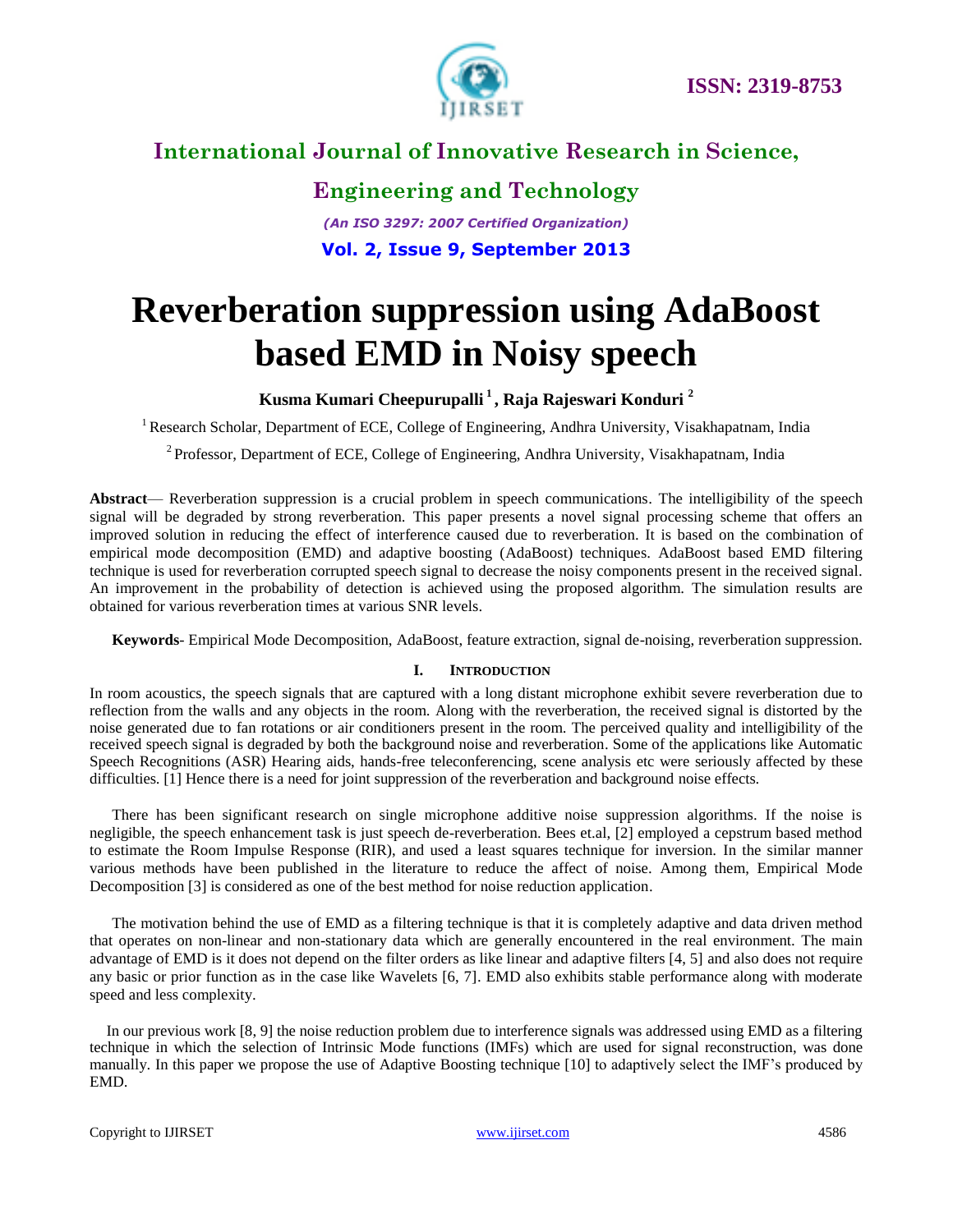# Reverberation suppression using AdaBoost based EMD in Noisy speech

**Kusma Kumari Cheepurupalli [1], Raja Rajeswari Konduri [2]**

[1] Research Scholar, Department of ECE, College of Engineering, Andhra University, Visakhapatnam, India

[2] Professor, Department of ECE, College of Engineering, Andhra University, Visakhapatnam, India

**Abstract**— Reverberation suppression is a crucial problem in speech communications. The intelligibility of the speech signal will be degraded by strong reverberation. This paper presents a novel signal processing scheme that offers an improved solution in reducing the effect of interference caused due to reverberation. It is based on the combination of empirical mode decomposition (EMD) and adaptive boosting (AdaBoost) techniques. AdaBoost based EMD filtering technique is used for reverberation corrupted speech signal to decrease the noisy components present in the received signal. An improvement in the probability of detection is achieved using the proposed algorithm. The simulation results are obtained for various reverberation times at various SNR levels.

**Keywords**- Empirical Mode Decomposition, AdaBoost, feature extraction, signal de-noising, reverberation suppression.

## I. Introduction

In room acoustics, the speech signals that are captured with a long distant microphone exhibit severe reverberation due to reflection from the walls and any objects in the room. Along with the reverberation, the received signal is distorted by the noise generated due to fan rotations or air conditioners present in the room. The perceived quality and intelligibility of the received speech signal is degraded by both the background noise and reverberation. Some of the applications like Automatic Speech Recognitions (ASR) Hearing aids, hands-free teleconferencing, scene analysis etc were seriously affected by these difficulties. [1] Hence there is a need for joint suppression of the reverberation and background noise effects.

There has been significant research on single microphone additive noise suppression algorithms. If the noise is negligible, the speech enhancement task is just speech de-reverberation. Bees et.al, [2] employed a cepstrum based method to estimate the Room Impulse Response (RIR), and used a least squares technique for inversion. In the similar manner various methods have been published in the literature to reduce the affect of noise. Among them, Empirical Mode Decomposition [3] is considered as one of the best method for noise reduction application.

The motivation behind the use of EMD as a filtering technique is that it is completely adaptive and data driven method that operates on non-linear and non-stationary data which are generally encountered in the real environment. The main advantage of EMD is it does not depend on the filter orders as like linear and adaptive filters [4, 5] and also does not require any basic or prior function as in the case like Wavelets [6, 7]. EMD also exhibits stable performance along with moderate speed and less complexity.

In our previous work [8, 9] the noise reduction problem due to interference signals was addressed using EMD as a filtering technique in which the selection of Intrinsic Mode functions (IMFs) which are used for signal reconstruction, was done manually. In this paper we propose the use of Adaptive Boosting technique [10] to adaptively select the IMF's produced by EMD.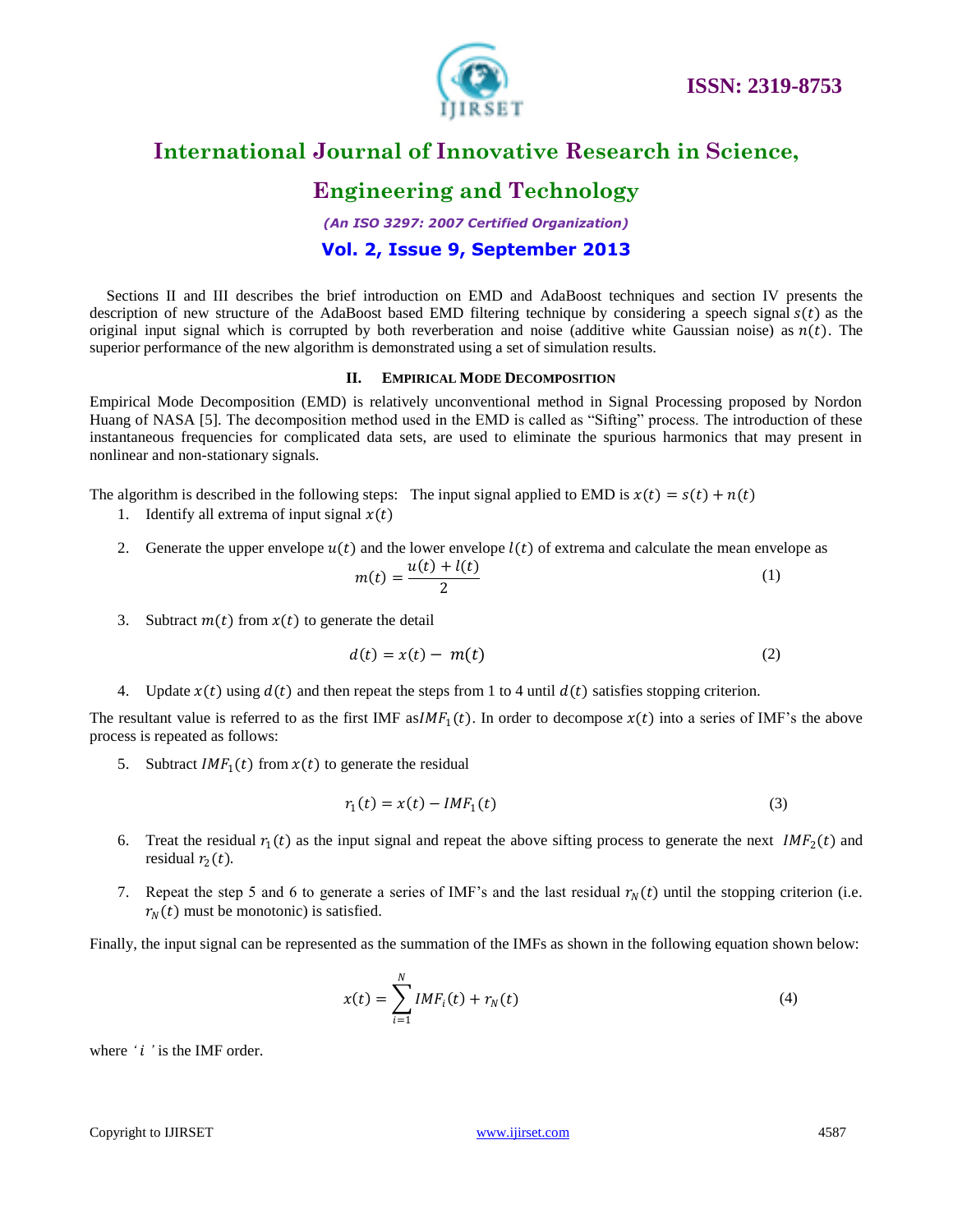Sections II and III describes the brief introduction on EMD and AdaBoost techniques and section IV presents the description of new structure of the AdaBoost based EMD filtering technique by considering a speech signal $s(t)$ as the original input signal which is corrupted by both reverberation and noise (additive white Gaussian noise) as $n(t)$. The superior performance of the new algorithm is demonstrated using a set of simulation results.

## II. EMPIRICAL MODE DECOMPOSITION

Empirical Mode Decomposition (EMD) is relatively unconventional method in Signal Processing proposed by Nordon Huang of NASA [5]. The decomposition method used in the EMD is called as "Sifting" process. The introduction of these instantaneous frequencies for complicated data sets, are used to eliminate the spurious harmonics that may present in nonlinear and non-stationary signals.

The algorithm is described in the following steps: The input signal applied to EMD is $x(t) = s(t) + n(t)$

1. Identify all extrema of input signal $x(t)$
2. Generate the upper envelope $u(t)$ and the lower envelope $l(t)$ of extrema and calculate the mean envelope as
$$m(t) = \frac{u(t) + l(t)}{2} \tag{1}$$
3. Subtract $m(t)$ from $x(t)$ to generate the detail
$$d(t) = x(t) - m(t) \tag{2}$$
4. Update $x(t)$ using $d(t)$ and then repeat the steps from 1 to 4 until $d(t)$ satisfies stopping criterion.

The resultant value is referred to as the first IMF as$IMF_1(t)$. In order to decompose $x(t)$ into a series of IMF's the above process is repeated as follows:

5. Subtract $IMF_1(t)$ from $x(t)$ to generate the residual
$$r_1(t) = x(t) - IMF_1(t) \tag{3}$$
6. Treat the residual $r_1(t)$ as the input signal and repeat the above sifting process to generate the next $IMF_2(t)$ and residual $r_2(t)$.
7. Repeat the step 5 and 6 to generate a series of IMF's and the last residual $r_N(t)$ until the stopping criterion (i.e. $r_N(t)$ must be monotonic) is satisfied.

Finally, the input signal can be represented as the summation of the IMFs as shown in the following equation shown below:

$$x(t) = \sum_{i=1}^{N} IMF_i(t) + r_N(t) \tag{4}$$

where '$i$' is the IMF order.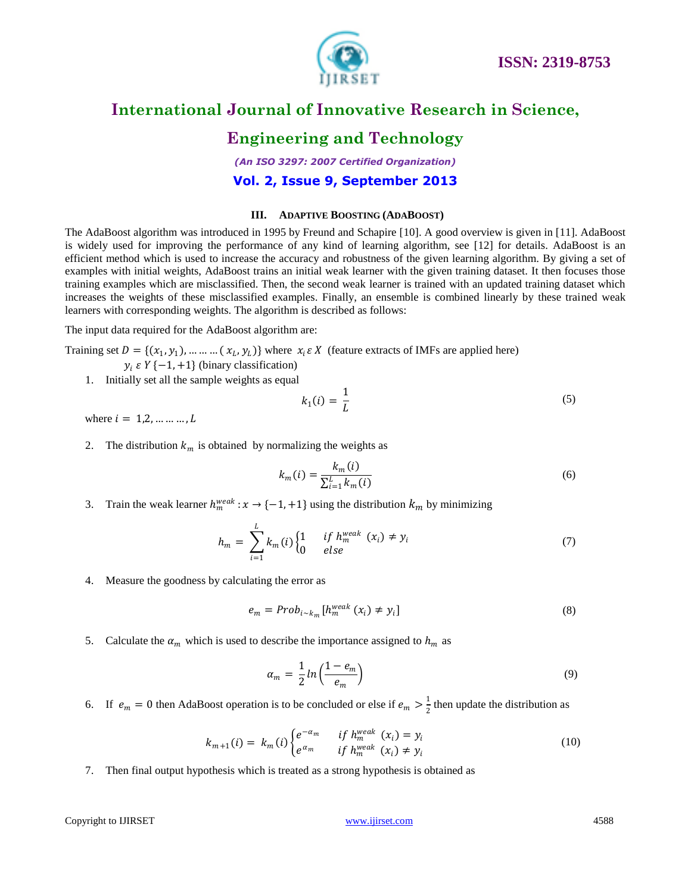### III. ADAPTIVE BOOSTING (ADABOOST)

The AdaBoost algorithm was introduced in 1995 by Freund and Schapire [10]. A good overview is given in [11]. AdaBoost is widely used for improving the performance of any kind of learning algorithm, see [12] for details. AdaBoost is an efficient method which is used to increase the accuracy and robustness of the given learning algorithm. By giving a set of examples with initial weights, AdaBoost trains an initial weak learner with the given training dataset. It then focuses those training examples which are misclassified. Then, the second weak learner is trained with an updated training dataset which increases the weights of these misclassified examples. Finally, an ensemble is combined linearly by these trained weak learners with corresponding weights. The algorithm is described as follows:

The input data required for the AdaBoost algorithm are:

Training set $D = \{(x_1, y_1), \dots\dots\dots (x_L, y_L)\}$ where $x_i \, \varepsilon \, X$ (feature extracts of IMFs are applied here)

$y_i \, \varepsilon \, Y \{-1, +1\}$ (binary classification)

1. Initially set all the sample weights as equal

$$k_1(i) = \frac{1}{L} \tag{5}$$

where $i = 1, 2, \dots\dots\dots, L$

2. The distribution $k_m$ is obtained by normalizing the weights as

$$k_m(i) = \frac{k_m(i)}{\sum_{i=1}^{L} k_m(i)} \tag{6}$$

3. Train the weak learner $h_m^{weak} : x \to \{-1, +1\}$ using the distribution $k_m$ by minimizing

$$h_m = \sum_{i=1}^{L} k_m(i) \begin{cases} 1 & if \; h_m^{weak}\,(x_i) \neq y_i \\ 0 & else \end{cases} \tag{7}$$

4. Measure the goodness by calculating the error as

$$e_m = Prob_{i \sim k_m}[h_m^{weak}\,(x_i) \neq y_i] \tag{8}$$

5. Calculate the $\alpha_m$ which is used to describe the importance assigned to $h_m$ as

$$\alpha_m = \frac{1}{2} ln\left(\frac{1 - e_m}{e_m}\right) \tag{9}$$

6. If $e_m = 0$ then AdaBoost operation is to be concluded or else if $e_m > \frac{1}{2}$ then update the distribution as

$$k_{m+1}(i) = k_m(i) \begin{cases} e^{-\alpha_m} & if \; h_m^{weak}\,(x_i) = y_i \\ e^{\alpha_m} & if \; h_m^{weak}\,(x_i) \neq y_i \end{cases} \tag{10}$$

7. Then final output hypothesis which is treated as a strong hypothesis is obtained as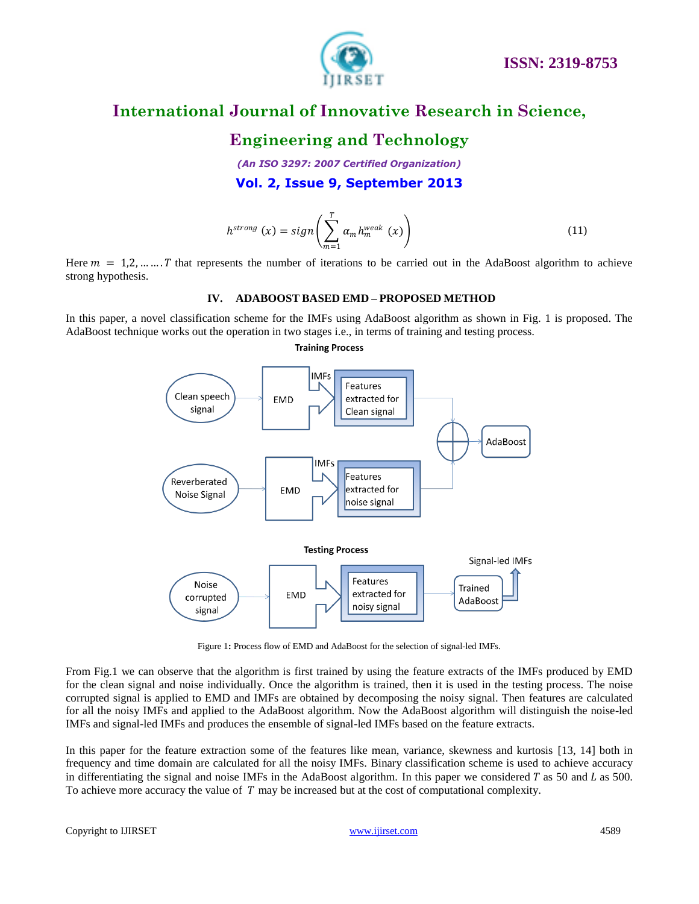$$h^{strong}(x) = sign\left(\sum_{m=1}^{T} \alpha_m h_m^{weak}(x)\right) \quad (11)$$

Here $m = 1,2,\ldots\ldots T$ that represents the number of iterations to be carried out in the AdaBoost algorithm to achieve strong hypothesis.

## IV. ADABOOST BASED EMD – PROPOSED METHOD

In this paper, a novel classification scheme for the IMFs using AdaBoost algorithm as shown in Fig. 1 is proposed. The AdaBoost technique works out the operation in two stages i.e., in terms of training and testing process.

Training Process

Clean speech signal → EMD → IMFs → Features extracted for Clean signal

Reverberated Noise Signal → EMD → IMFs → Features extracted for noise signal

(both combined) → AdaBoost

Testing Process

Noise corrupted signal → EMD → Features extracted for noisy signal → Trained AdaBoost → Signal-led IMFs

Figure 1: Process flow of EMD and AdaBoost for the selection of signal-led IMFs.

From Fig.1 we can observe that the algorithm is first trained by using the feature extracts of the IMFs produced by EMD for the clean signal and noise individually. Once the algorithm is trained, then it is used in the testing process. The noise corrupted signal is applied to EMD and IMFs are obtained by decomposing the noisy signal. Then features are calculated for all the noisy IMFs and applied to the AdaBoost algorithm. Now the AdaBoost algorithm will distinguish the noise-led IMFs and signal-led IMFs and produces the ensemble of signal-led IMFs based on the feature extracts.

In this paper for the feature extraction some of the features like mean, variance, skewness and kurtosis [13, 14] both in frequency and time domain are calculated for all the noisy IMFs. Binary classification scheme is used to achieve accuracy in differentiating the signal and noise IMFs in the AdaBoost algorithm. In this paper we considered $T$ as 50 and $L$ as 500. To achieve more accuracy the value of $T$ may be increased but at the cost of computational complexity.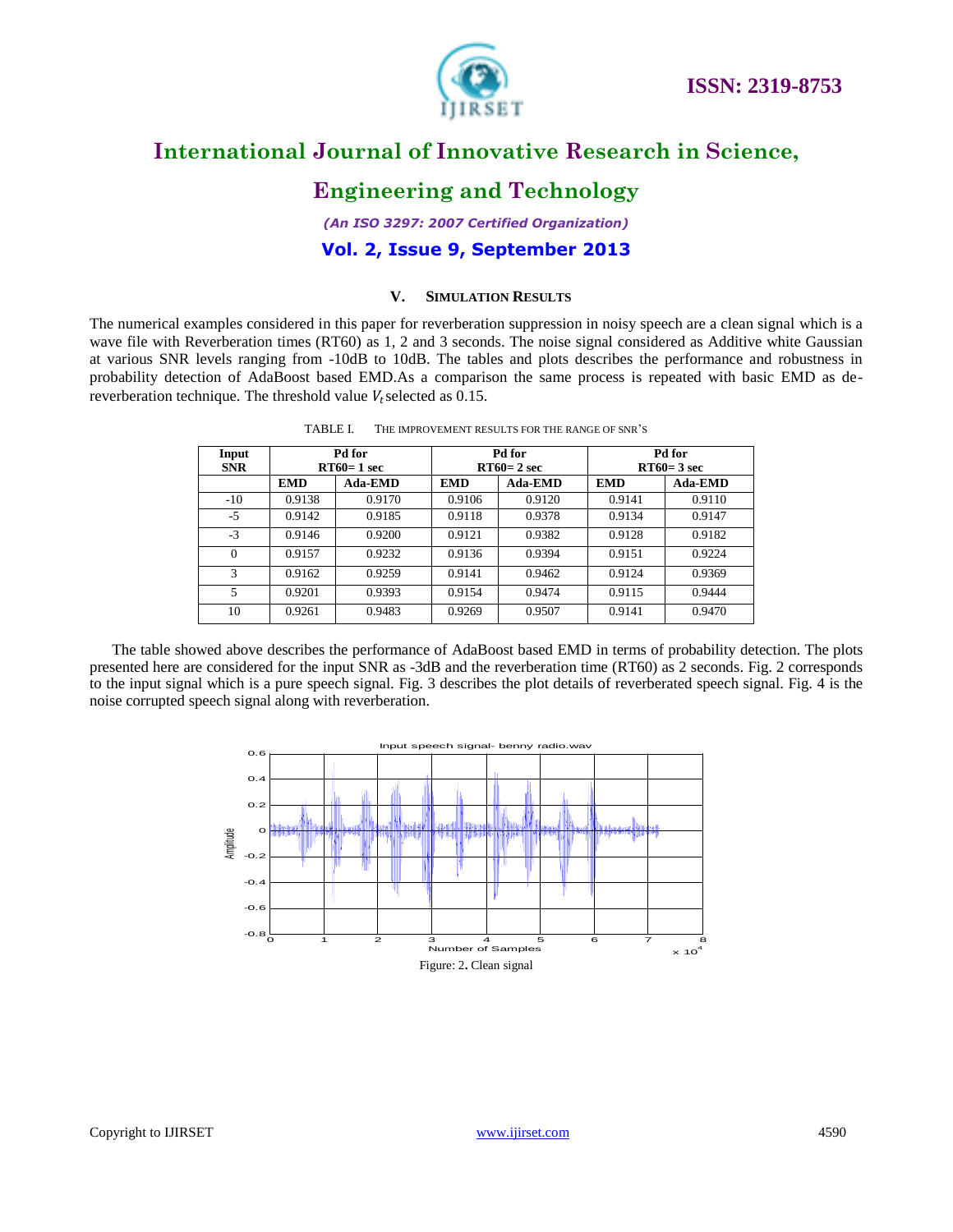## V. SIMULATION RESULTS

The numerical examples considered in this paper for reverberation suppression in noisy speech are a clean signal which is a wave file with Reverberation times (RT60) as 1, 2 and 3 seconds. The noise signal considered as Additive white Gaussian at various SNR levels ranging from -10dB to 10dB. The tables and plots describes the performance and robustness in probability detection of AdaBoost based EMD.As a comparison the same process is repeated with basic EMD as de-reverberation technique. The threshold value $V_t$ selected as 0.15.

TABLE I. THE IMPROVEMENT RESULTS FOR THE RANGE OF SNR'S

| Input SNR | Pd for RT60= 1 sec | | Pd for RT60= 2 sec | | Pd for RT60= 3 sec | |
|---|---|---|---|---|---|---|
| | **EMD** | **Ada-EMD** | **EMD** | **Ada-EMD** | **EMD** | **Ada-EMD** |
| -10 | 0.9138 | 0.9170 | 0.9106 | 0.9120 | 0.9141 | 0.9110 |
| -5 | 0.9142 | 0.9185 | 0.9118 | 0.9378 | 0.9134 | 0.9147 |
| -3 | 0.9146 | 0.9200 | 0.9121 | 0.9382 | 0.9128 | 0.9182 |
| 0 | 0.9157 | 0.9232 | 0.9136 | 0.9394 | 0.9151 | 0.9224 |
| 3 | 0.9162 | 0.9259 | 0.9141 | 0.9462 | 0.9124 | 0.9369 |
| 5 | 0.9201 | 0.9393 | 0.9154 | 0.9474 | 0.9115 | 0.9444 |
| 10 | 0.9261 | 0.9483 | 0.9269 | 0.9507 | 0.9141 | 0.9470 |

The table showed above describes the performance of AdaBoost based EMD in terms of probability detection. The plots presented here are considered for the input SNR as -3dB and the reverberation time (RT60) as 2 seconds. Fig. 2 corresponds to the input signal which is a pure speech signal. Fig. 3 describes the plot details of reverberated speech signal. Fig. 4 is the noise corrupted speech signal along with reverberation.

Figure: 2. Clean signal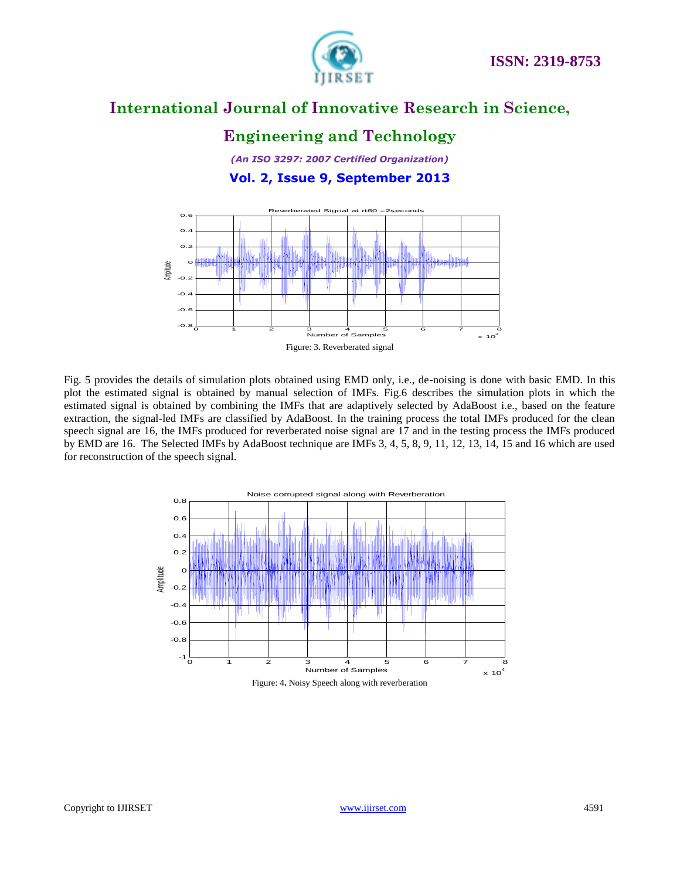Figure: 3**.** Reverberated signal

Fig. 5 provides the details of simulation plots obtained using EMD only, i.e., de-noising is done with basic EMD. In this plot the estimated signal is obtained by manual selection of IMFs. Fig.6 describes the simulation plots in which the estimated signal is obtained by combining the IMFs that are adaptively selected by AdaBoost i.e., based on the feature extraction, the signal-led IMFs are classified by AdaBoost. In the training process the total IMFs produced for the clean speech signal are 16, the IMFs produced for reverberated noise signal are 17 and in the testing process the IMFs produced by EMD are 16. The Selected IMFs by AdaBoost technique are IMFs 3, 4, 5, 8, 9, 11, 12, 13, 14, 15 and 16 which are used for reconstruction of the speech signal.

Figure: 4**.** Noisy Speech along with reverberation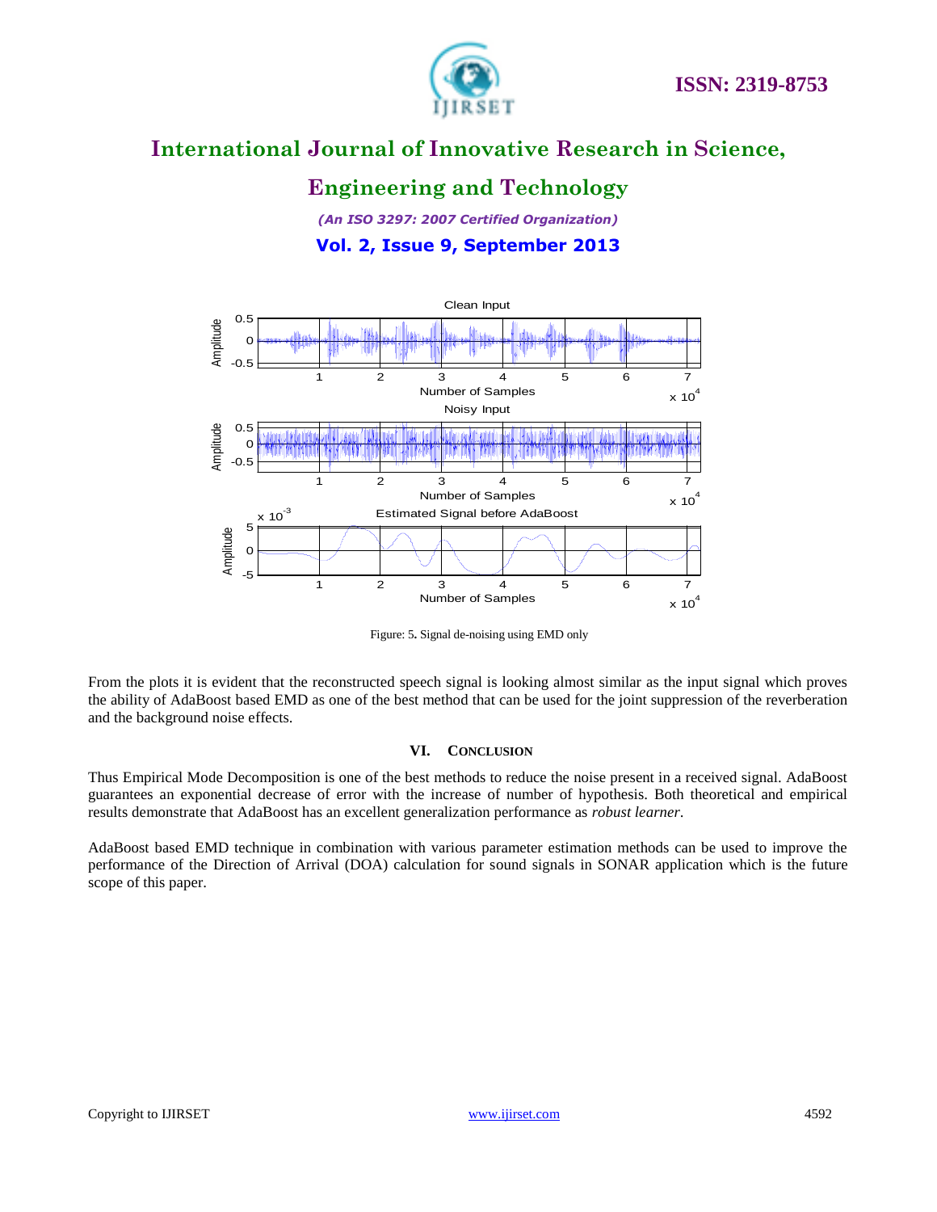Figure: 5**.** Signal de-noising using EMD only

From the plots it is evident that the reconstructed speech signal is looking almost similar as the input signal which proves the ability of AdaBoost based EMD as one of the best method that can be used for the joint suppression of the reverberation and the background noise effects.

## VI. CONCLUSION

Thus Empirical Mode Decomposition is one of the best methods to reduce the noise present in a received signal. AdaBoost guarantees an exponential decrease of error with the increase of number of hypothesis. Both theoretical and empirical results demonstrate that AdaBoost has an excellent generalization performance as *robust learner*.

AdaBoost based EMD technique in combination with various parameter estimation methods can be used to improve the performance of the Direction of Arrival (DOA) calculation for sound signals in SONAR application which is the future scope of this paper.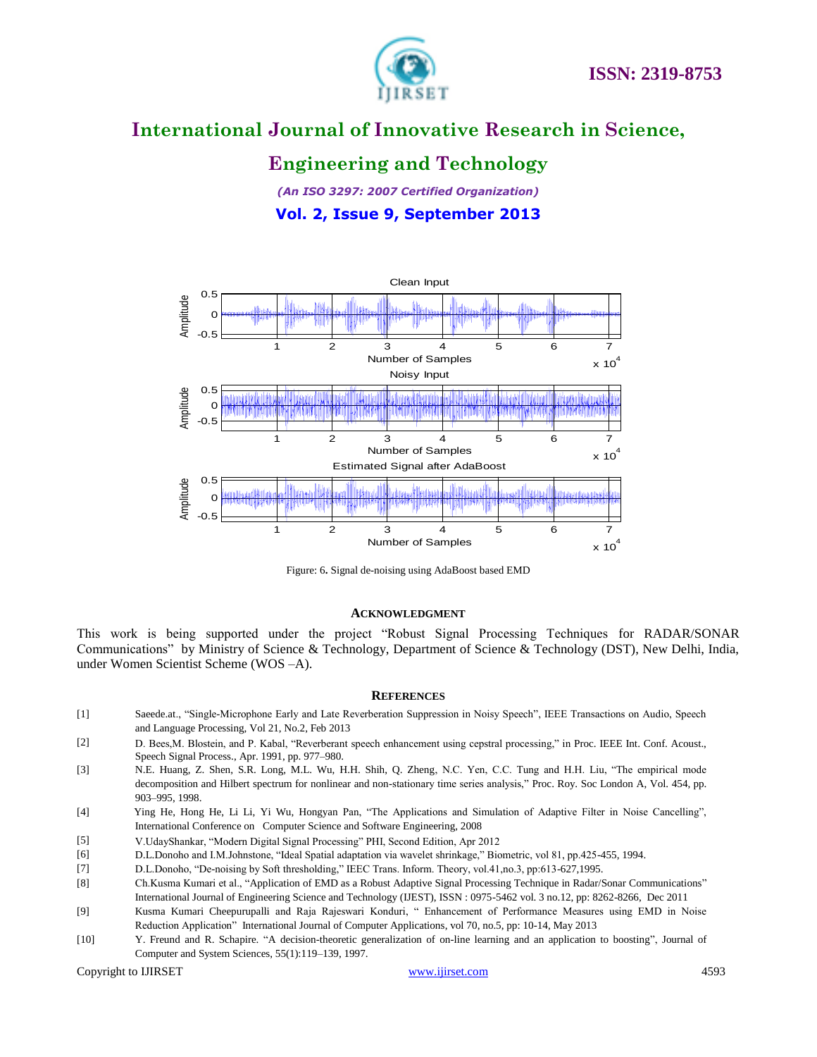Figure: 6. Signal de-noising using AdaBoost based EMD

## ACKNOWLEDGMENT

This work is being supported under the project "Robust Signal Processing Techniques for RADAR/SONAR Communications" by Ministry of Science & Technology, Department of Science & Technology (DST), New Delhi, India, under Women Scientist Scheme (WOS –A).

## REFERENCES

[1] Saeede.at., "Single-Microphone Early and Late Reverberation Suppression in Noisy Speech", IEEE Transactions on Audio, Speech and Language Processing, Vol 21, No.2, Feb 2013

[2] D. Bees,M. Blostein, and P. Kabal, "Reverberant speech enhancement using cepstral processing," in Proc. IEEE Int. Conf. Acoust., Speech Signal Process., Apr. 1991, pp. 977–980.

[3] N.E. Huang, Z. Shen, S.R. Long, M.L. Wu, H.H. Shih, Q. Zheng, N.C. Yen, C.C. Tung and H.H. Liu, "The empirical mode decomposition and Hilbert spectrum for nonlinear and non-stationary time series analysis," Proc. Roy. Soc London A, Vol. 454, pp. 903–995, 1998.

[4] Ying He, Hong He, Li Li, Yi Wu, Hongyan Pan, "The Applications and Simulation of Adaptive Filter in Noise Cancelling", International Conference on Computer Science and Software Engineering, 2008

[5] V.UdayShankar, "Modern Digital Signal Processing" PHI, Second Edition, Apr 2012

[6] D.L.Donoho and I.M.Johnstone, "Ideal Spatial adaptation via wavelet shrinkage," Biometric, vol 81, pp.425-455, 1994.

[7] D.L.Donoho, "De-noising by Soft thresholding," IEEC Trans. Inform. Theory, vol.41,no.3, pp:613-627,1995.

[8] Ch.Kusma Kumari et al., "Application of EMD as a Robust Adaptive Signal Processing Technique in Radar/Sonar Communications" International Journal of Engineering Science and Technology (IJEST), ISSN : 0975-5462 vol. 3 no.12, pp: 8262-8266, Dec 2011

[9] Kusma Kumari Cheepurupalli and Raja Rajeswari Konduri, " Enhancement of Performance Measures using EMD in Noise Reduction Application" International Journal of Computer Applications, vol 70, no.5, pp: 10-14, May 2013

[10] Y. Freund and R. Schapire. "A decision-theoretic generalization of on-line learning and an application to boosting", Journal of Computer and System Sciences, 55(1):119–139, 1997.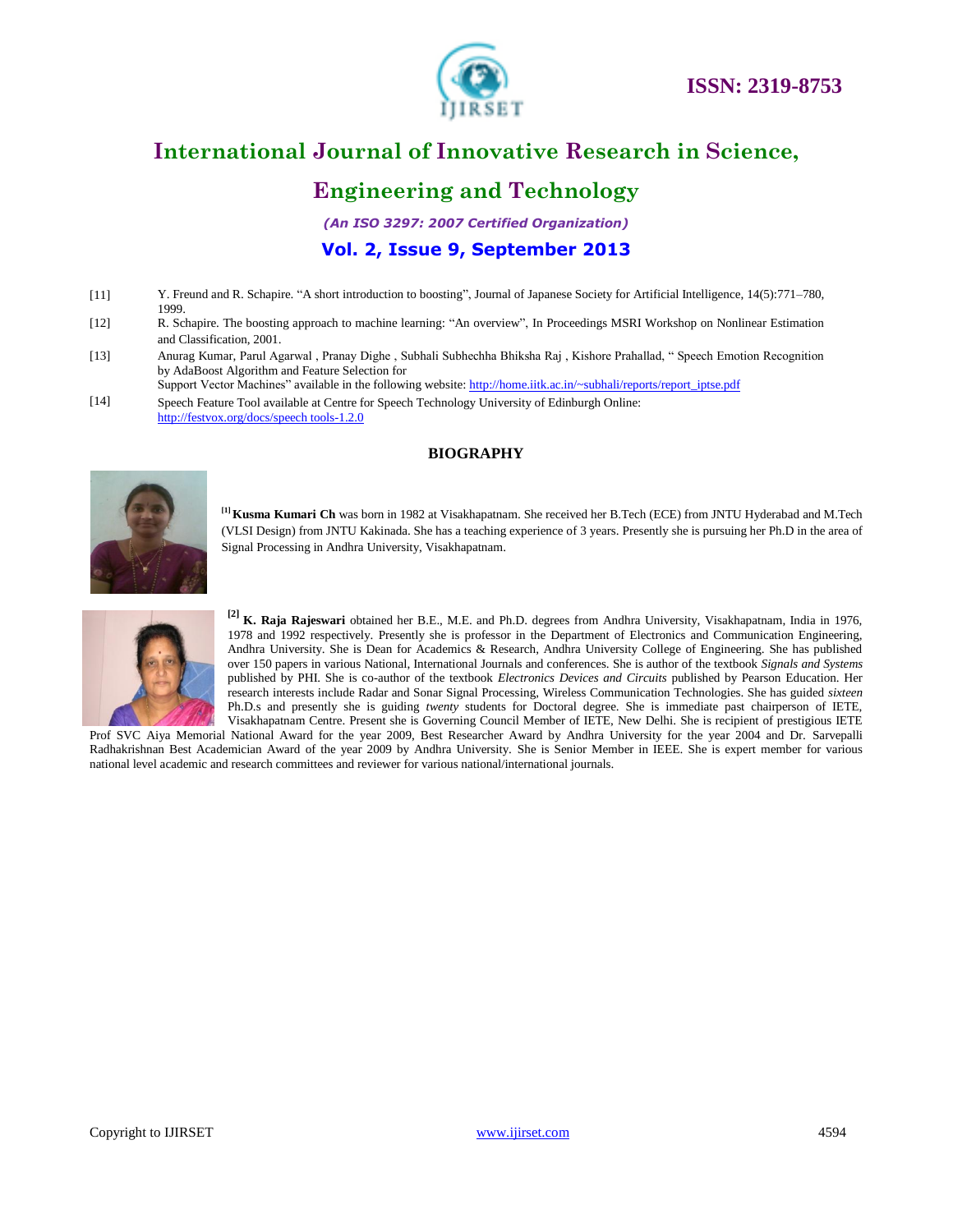[11] Y. Freund and R. Schapire. "A short introduction to boosting", Journal of Japanese Society for Artificial Intelligence, 14(5):771–780, 1999.

[12] R. Schapire. The boosting approach to machine learning: "An overview", In Proceedings MSRI Workshop on Nonlinear Estimation and Classification, 2001.

[13] Anurag Kumar, Parul Agarwal , Pranay Dighe , Subhali Subhechha Bhiksha Raj , Kishore Prahallad, " Speech Emotion Recognition by AdaBoost Algorithm and Feature Selection for Support Vector Machines" available in the following website: http://home.iitk.ac.in/~subhali/reports/report_iptse.pdf

[14] Speech Feature Tool available at Centre for Speech Technology University of Edinburgh Online: http://festvox.org/docs/speech tools-1.2.0

## BIOGRAPHY

[1] **Kusma Kumari Ch** was born in 1982 at Visakhapatnam. She received her B.Tech (ECE) from JNTU Hyderabad and M.Tech (VLSI Design) from JNTU Kakinada. She has a teaching experience of 3 years. Presently she is pursuing her Ph.D in the area of Signal Processing in Andhra University, Visakhapatnam.

[2] **K. Raja Rajeswari** obtained her B.E., M.E. and Ph.D. degrees from Andhra University, Visakhapatnam, India in 1976, 1978 and 1992 respectively. Presently she is professor in the Department of Electronics and Communication Engineering, Andhra University. She is Dean for Academics & Research, Andhra University College of Engineering. She has published over 150 papers in various National, International Journals and conferences. She is author of the textbook *Signals and Systems* published by PHI. She is co-author of the textbook *Electronics Devices and Circuits* published by Pearson Education. Her research interests include Radar and Sonar Signal Processing, Wireless Communication Technologies. She has guided *sixteen* Ph.D.s and presently she is guiding *twenty* students for Doctoral degree. She is immediate past chairperson of IETE, Visakhapatnam Centre. Present she is Governing Council Member of IETE, New Delhi. She is recipient of prestigious IETE Prof SVC Aiya Memorial National Award for the year 2009, Best Researcher Award by Andhra University for the year 2004 and Dr. Sarvepalli Radhakrishnan Best Academician Award of the year 2009 by Andhra University. She is Senior Member in IEEE. She is expert member for various national level academic and research committees and reviewer for various national/international journals.